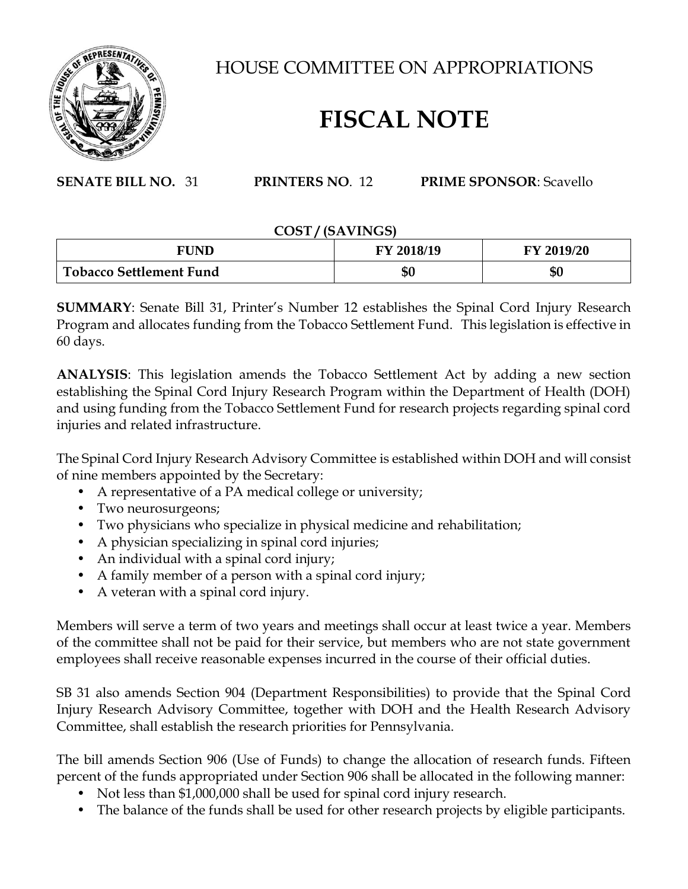# HOUSE COMMITTEE ON APPROPRIATIONS

# FISCAL NOTE

**SENATE BILL NO.** 31 **PRINTERS NO**. 12 **PRIME SPONSOR**: Scavello

**COST / (SAVINGS)**

| FUND | FY 2018/19 | FY 2019/20 |
|---|---|---|
| **Tobacco Settlement Fund** | **$0** | **$0** |

**SUMMARY**: Senate Bill 31, Printer's Number 12 establishes the Spinal Cord Injury Research Program and allocates funding from the Tobacco Settlement Fund. This legislation is effective in 60 days.

**ANALYSIS**: This legislation amends the Tobacco Settlement Act by adding a new section establishing the Spinal Cord Injury Research Program within the Department of Health (DOH) and using funding from the Tobacco Settlement Fund for research projects regarding spinal cord injuries and related infrastructure.

The Spinal Cord Injury Research Advisory Committee is established within DOH and will consist of nine members appointed by the Secretary:

- A representative of a PA medical college or university;
- Two neurosurgeons;
- Two physicians who specialize in physical medicine and rehabilitation;
- A physician specializing in spinal cord injuries;
- An individual with a spinal cord injury;
- A family member of a person with a spinal cord injury;
- A veteran with a spinal cord injury.

Members will serve a term of two years and meetings shall occur at least twice a year. Members of the committee shall not be paid for their service, but members who are not state government employees shall receive reasonable expenses incurred in the course of their official duties.

SB 31 also amends Section 904 (Department Responsibilities) to provide that the Spinal Cord Injury Research Advisory Committee, together with DOH and the Health Research Advisory Committee, shall establish the research priorities for Pennsylvania.

The bill amends Section 906 (Use of Funds) to change the allocation of research funds. Fifteen percent of the funds appropriated under Section 906 shall be allocated in the following manner:

- Not less than $1,000,000 shall be used for spinal cord injury research.
- The balance of the funds shall be used for other research projects by eligible participants.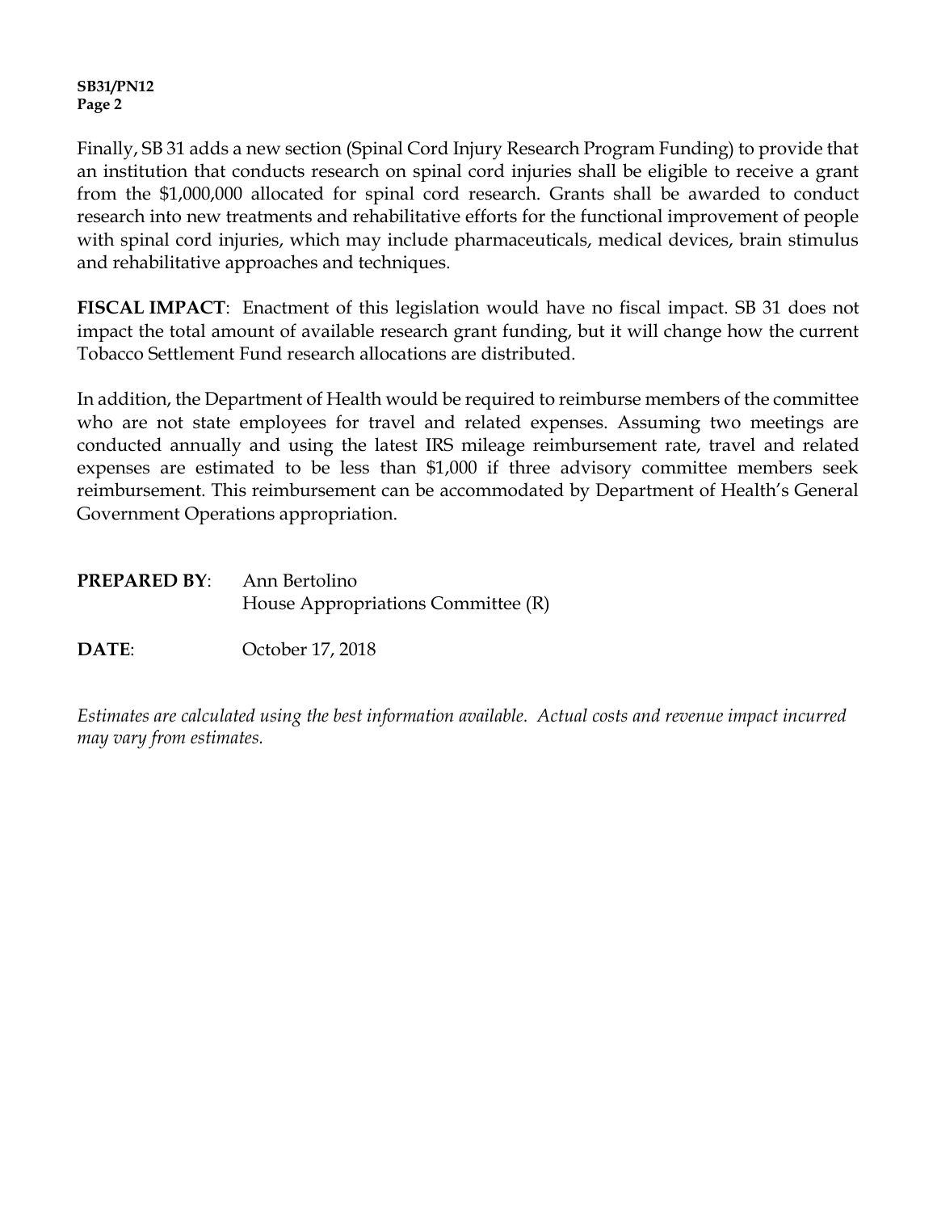Finally, SB 31 adds a new section (Spinal Cord Injury Research Program Funding) to provide that an institution that conducts research on spinal cord injuries shall be eligible to receive a grant from the $1,000,000 allocated for spinal cord research. Grants shall be awarded to conduct research into new treatments and rehabilitative efforts for the functional improvement of people with spinal cord injuries, which may include pharmaceuticals, medical devices, brain stimulus and rehabilitative approaches and techniques.

**FISCAL IMPACT**: Enactment of this legislation would have no fiscal impact. SB 31 does not impact the total amount of available research grant funding, but it will change how the current Tobacco Settlement Fund research allocations are distributed.

In addition, the Department of Health would be required to reimburse members of the committee who are not state employees for travel and related expenses. Assuming two meetings are conducted annually and using the latest IRS mileage reimbursement rate, travel and related expenses are estimated to be less than $1,000 if three advisory committee members seek reimbursement. This reimbursement can be accommodated by Department of Health's General Government Operations appropriation.

**PREPARED BY**: Ann Bertolino
House Appropriations Committee (R)

**DATE**: October 17, 2018

*Estimates are calculated using the best information available. Actual costs and revenue impact incurred may vary from estimates.*